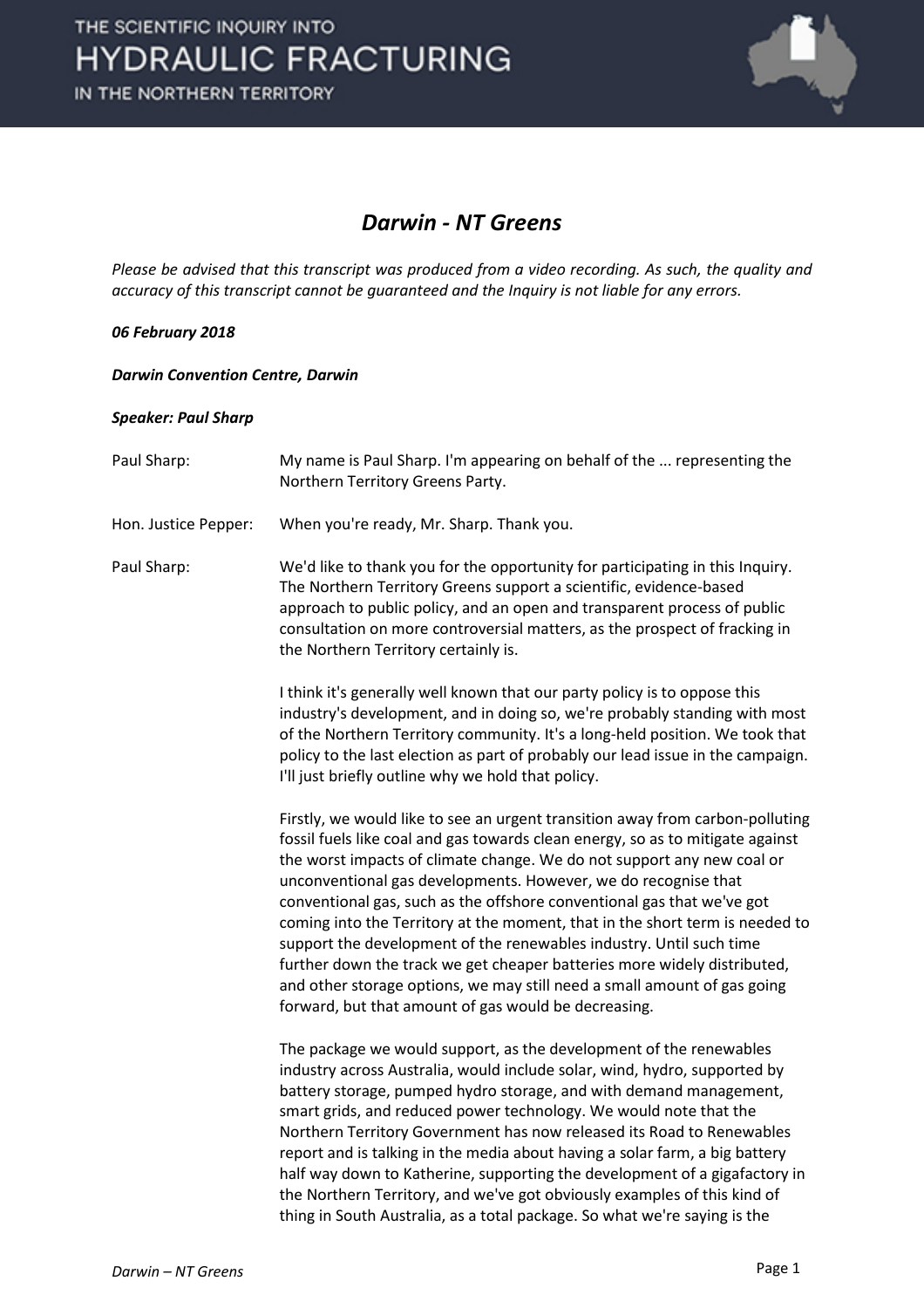# *Darwin - NT Greens*

*Please be advised that this transcript was produced from a video recording. As such, the quality and accuracy of this transcript cannot be guaranteed and the Inquiry is not liable for any errors.*

***06 February 2018***

***Darwin Convention Centre, Darwin***

***Speaker: Paul Sharp***

| | |
|---|---|
| Paul Sharp: | My name is Paul Sharp. I'm appearing on behalf of the ... representing the Northern Territory Greens Party. |
| Hon. Justice Pepper: | When you're ready, Mr. Sharp. Thank you. |
| Paul Sharp: | We'd like to thank you for the opportunity for participating in this Inquiry. The Northern Territory Greens support a scientific, evidence-based approach to public policy, and an open and transparent process of public consultation on more controversial matters, as the prospect of fracking in the Northern Territory certainly is. |

I think it's generally well known that our party policy is to oppose this industry's development, and in doing so, we're probably standing with most of the Northern Territory community. It's a long-held position. We took that policy to the last election as part of probably our lead issue in the campaign. I'll just briefly outline why we hold that policy.

Firstly, we would like to see an urgent transition away from carbon-polluting fossil fuels like coal and gas towards clean energy, so as to mitigate against the worst impacts of climate change. We do not support any new coal or unconventional gas developments. However, we do recognise that conventional gas, such as the offshore conventional gas that we've got coming into the Territory at the moment, that in the short term is needed to support the development of the renewables industry. Until such time further down the track we get cheaper batteries more widely distributed, and other storage options, we may still need a small amount of gas going forward, but that amount of gas would be decreasing.

The package we would support, as the development of the renewables industry across Australia, would include solar, wind, hydro, supported by battery storage, pumped hydro storage, and with demand management, smart grids, and reduced power technology. We would note that the Northern Territory Government has now released its Road to Renewables report and is talking in the media about having a solar farm, a big battery half way down to Katherine, supporting the development of a gigafactory in the Northern Territory, and we've got obviously examples of this kind of thing in South Australia, as a total package. So what we're saying is the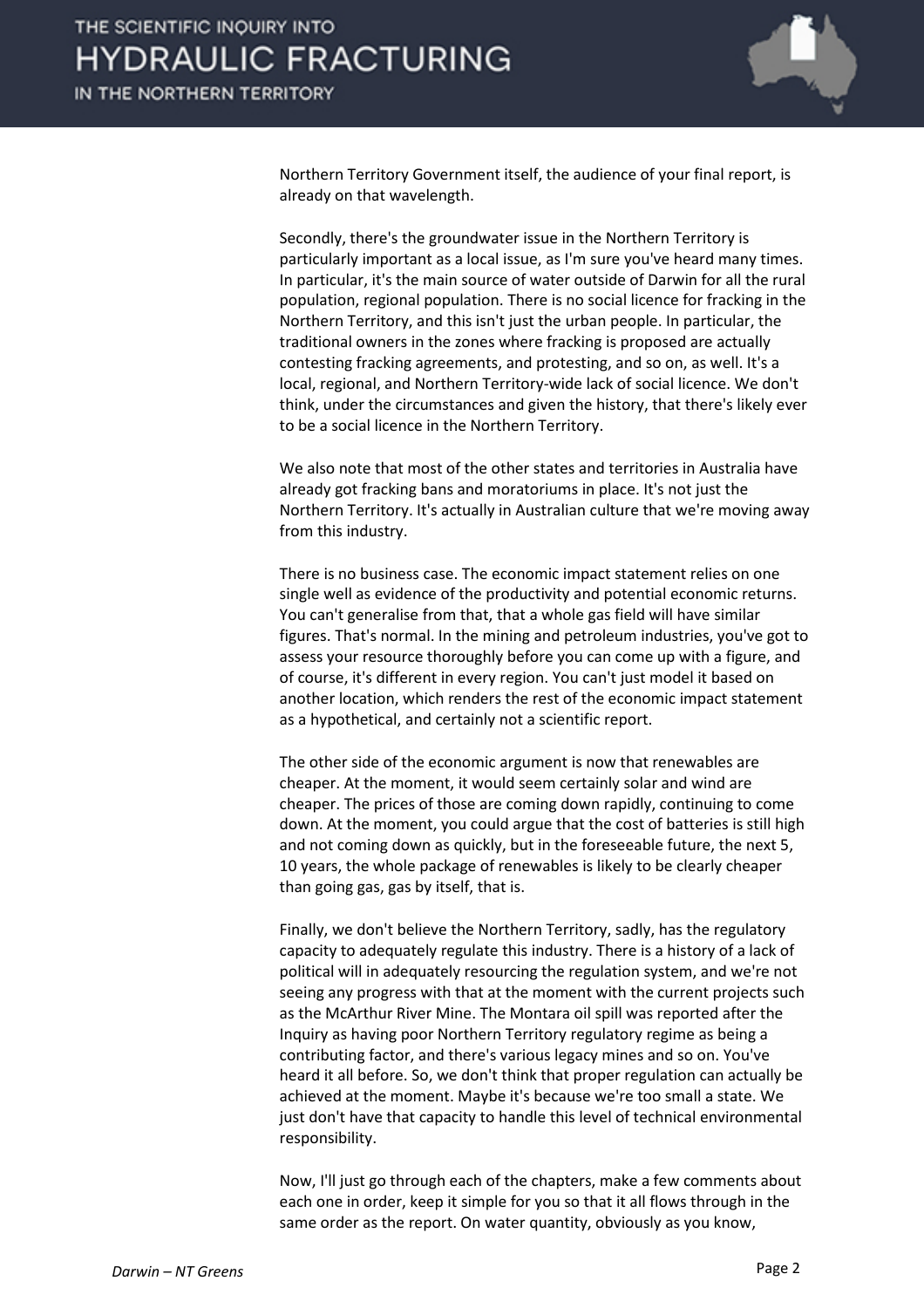Northern Territory Government itself, the audience of your final report, is already on that wavelength.

Secondly, there's the groundwater issue in the Northern Territory is particularly important as a local issue, as I'm sure you've heard many times. In particular, it's the main source of water outside of Darwin for all the rural population, regional population. There is no social licence for fracking in the Northern Territory, and this isn't just the urban people. In particular, the traditional owners in the zones where fracking is proposed are actually contesting fracking agreements, and protesting, and so on, as well. It's a local, regional, and Northern Territory-wide lack of social licence. We don't think, under the circumstances and given the history, that there's likely ever to be a social licence in the Northern Territory.

We also note that most of the other states and territories in Australia have already got fracking bans and moratoriums in place. It's not just the Northern Territory. It's actually in Australian culture that we're moving away from this industry.

There is no business case. The economic impact statement relies on one single well as evidence of the productivity and potential economic returns. You can't generalise from that, that a whole gas field will have similar figures. That's normal. In the mining and petroleum industries, you've got to assess your resource thoroughly before you can come up with a figure, and of course, it's different in every region. You can't just model it based on another location, which renders the rest of the economic impact statement as a hypothetical, and certainly not a scientific report.

The other side of the economic argument is now that renewables are cheaper. At the moment, it would seem certainly solar and wind are cheaper. The prices of those are coming down rapidly, continuing to come down. At the moment, you could argue that the cost of batteries is still high and not coming down as quickly, but in the foreseeable future, the next 5, 10 years, the whole package of renewables is likely to be clearly cheaper than going gas, gas by itself, that is.

Finally, we don't believe the Northern Territory, sadly, has the regulatory capacity to adequately regulate this industry. There is a history of a lack of political will in adequately resourcing the regulation system, and we're not seeing any progress with that at the moment with the current projects such as the McArthur River Mine. The Montara oil spill was reported after the Inquiry as having poor Northern Territory regulatory regime as being a contributing factor, and there's various legacy mines and so on. You've heard it all before. So, we don't think that proper regulation can actually be achieved at the moment. Maybe it's because we're too small a state. We just don't have that capacity to handle this level of technical environmental responsibility.

Now, I'll just go through each of the chapters, make a few comments about each one in order, keep it simple for you so that it all flows through in the same order as the report. On water quantity, obviously as you know,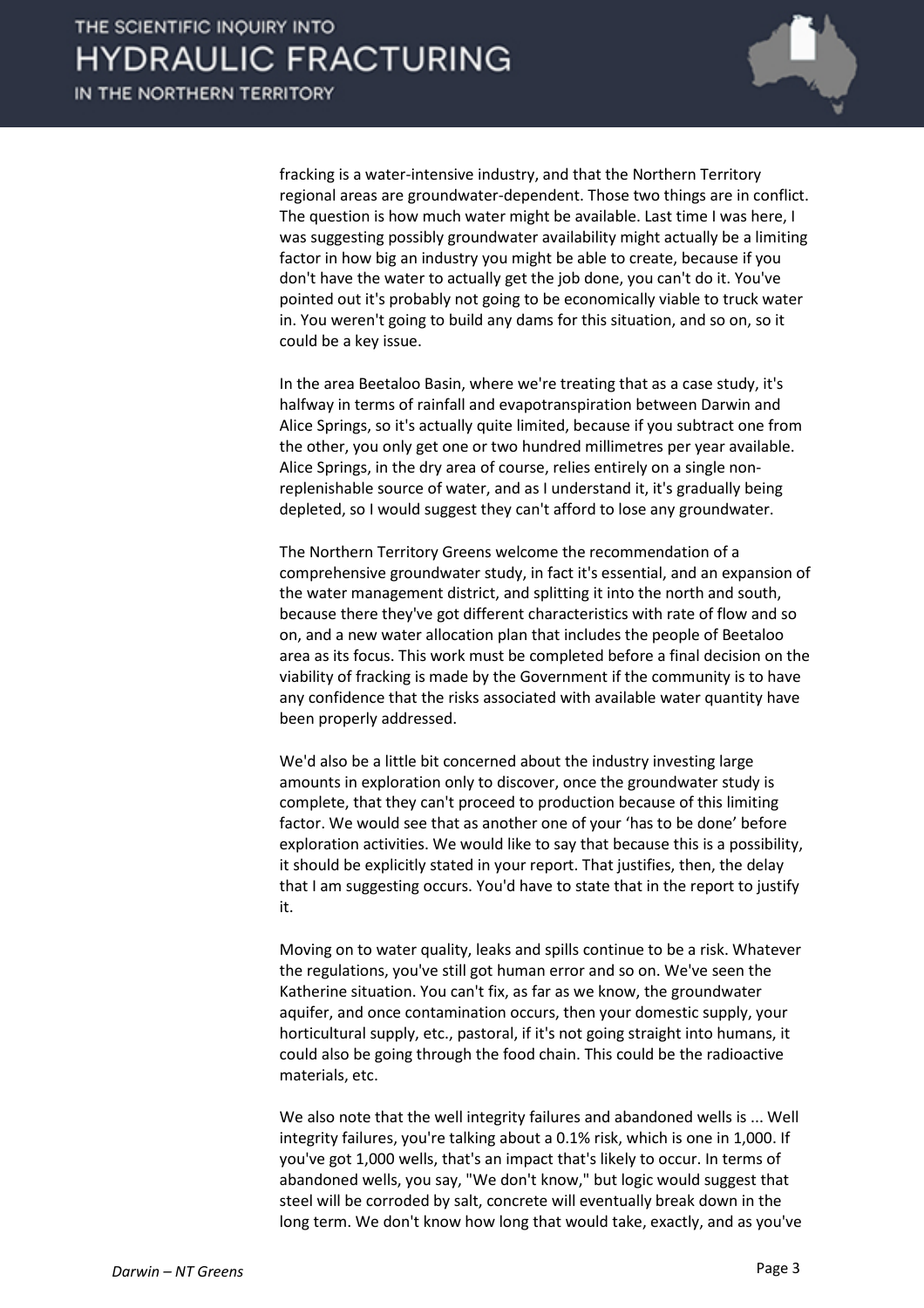fracking is a water-intensive industry, and that the Northern Territory regional areas are groundwater-dependent. Those two things are in conflict. The question is how much water might be available. Last time I was here, I was suggesting possibly groundwater availability might actually be a limiting factor in how big an industry you might be able to create, because if you don't have the water to actually get the job done, you can't do it. You've pointed out it's probably not going to be economically viable to truck water in. You weren't going to build any dams for this situation, and so on, so it could be a key issue.

In the area Beetaloo Basin, where we're treating that as a case study, it's halfway in terms of rainfall and evapotranspiration between Darwin and Alice Springs, so it's actually quite limited, because if you subtract one from the other, you only get one or two hundred millimetres per year available. Alice Springs, in the dry area of course, relies entirely on a single non-replenishable source of water, and as I understand it, it's gradually being depleted, so I would suggest they can't afford to lose any groundwater.

The Northern Territory Greens welcome the recommendation of a comprehensive groundwater study, in fact it's essential, and an expansion of the water management district, and splitting it into the north and south, because there they've got different characteristics with rate of flow and so on, and a new water allocation plan that includes the people of Beetaloo area as its focus. This work must be completed before a final decision on the viability of fracking is made by the Government if the community is to have any confidence that the risks associated with available water quantity have been properly addressed.

We'd also be a little bit concerned about the industry investing large amounts in exploration only to discover, once the groundwater study is complete, that they can't proceed to production because of this limiting factor. We would see that as another one of your 'has to be done' before exploration activities. We would like to say that because this is a possibility, it should be explicitly stated in your report. That justifies, then, the delay that I am suggesting occurs. You'd have to state that in the report to justify it.

Moving on to water quality, leaks and spills continue to be a risk. Whatever the regulations, you've still got human error and so on. We've seen the Katherine situation. You can't fix, as far as we know, the groundwater aquifer, and once contamination occurs, then your domestic supply, your horticultural supply, etc., pastoral, if it's not going straight into humans, it could also be going through the food chain. This could be the radioactive materials, etc.

We also note that the well integrity failures and abandoned wells is ... Well integrity failures, you're talking about a 0.1% risk, which is one in 1,000. If you've got 1,000 wells, that's an impact that's likely to occur. In terms of abandoned wells, you say, "We don't know," but logic would suggest that steel will be corroded by salt, concrete will eventually break down in the long term. We don't know how long that would take, exactly, and as you've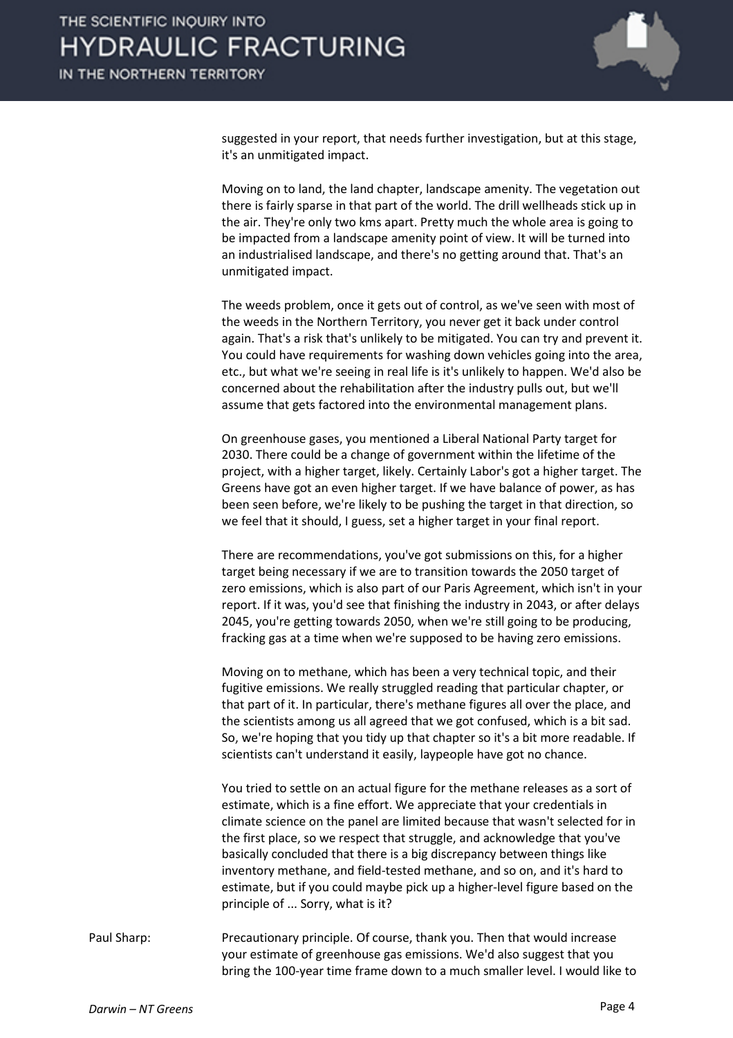suggested in your report, that needs further investigation, but at this stage, it's an unmitigated impact.

Moving on to land, the land chapter, landscape amenity. The vegetation out there is fairly sparse in that part of the world. The drill wellheads stick up in the air. They're only two kms apart. Pretty much the whole area is going to be impacted from a landscape amenity point of view. It will be turned into an industrialised landscape, and there's no getting around that. That's an unmitigated impact.

The weeds problem, once it gets out of control, as we've seen with most of the weeds in the Northern Territory, you never get it back under control again. That's a risk that's unlikely to be mitigated. You can try and prevent it. You could have requirements for washing down vehicles going into the area, etc., but what we're seeing in real life is it's unlikely to happen. We'd also be concerned about the rehabilitation after the industry pulls out, but we'll assume that gets factored into the environmental management plans.

On greenhouse gases, you mentioned a Liberal National Party target for 2030. There could be a change of government within the lifetime of the project, with a higher target, likely. Certainly Labor's got a higher target. The Greens have got an even higher target. If we have balance of power, as has been seen before, we're likely to be pushing the target in that direction, so we feel that it should, I guess, set a higher target in your final report.

There are recommendations, you've got submissions on this, for a higher target being necessary if we are to transition towards the 2050 target of zero emissions, which is also part of our Paris Agreement, which isn't in your report. If it was, you'd see that finishing the industry in 2043, or after delays 2045, you're getting towards 2050, when we're still going to be producing, fracking gas at a time when we're supposed to be having zero emissions.

Moving on to methane, which has been a very technical topic, and their fugitive emissions. We really struggled reading that particular chapter, or that part of it. In particular, there's methane figures all over the place, and the scientists among us all agreed that we got confused, which is a bit sad. So, we're hoping that you tidy up that chapter so it's a bit more readable. If scientists can't understand it easily, laypeople have got no chance.

You tried to settle on an actual figure for the methane releases as a sort of estimate, which is a fine effort. We appreciate that your credentials in climate science on the panel are limited because that wasn't selected for in the first place, so we respect that struggle, and acknowledge that you've basically concluded that there is a big discrepancy between things like inventory methane, and field-tested methane, and so on, and it's hard to estimate, but if you could maybe pick up a higher-level figure based on the principle of ... Sorry, what is it?

Paul Sharp: Precautionary principle. Of course, thank you. Then that would increase your estimate of greenhouse gas emissions. We'd also suggest that you bring the 100-year time frame down to a much smaller level. I would like to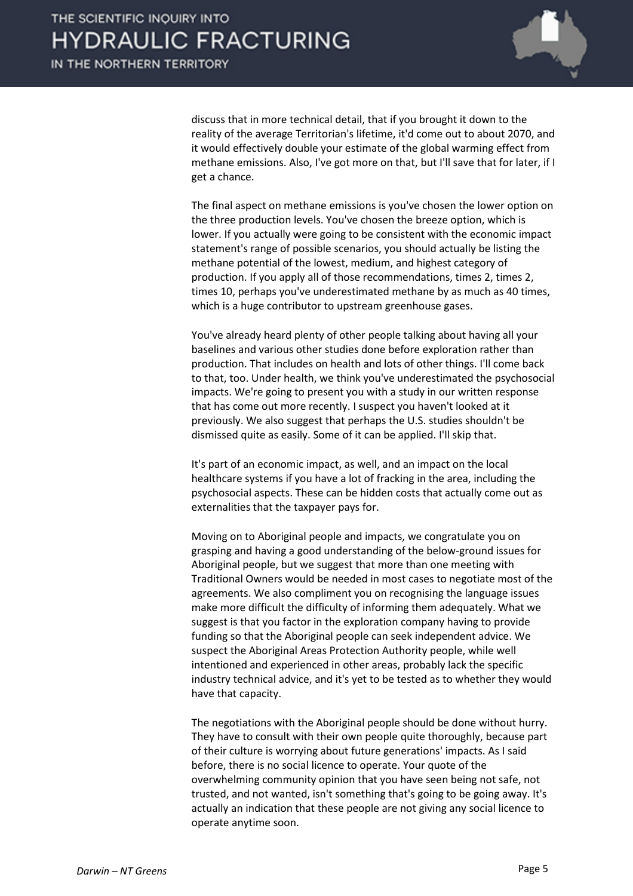discuss that in more technical detail, that if you brought it down to the reality of the average Territorian's lifetime, it'd come out to about 2070, and it would effectively double your estimate of the global warming effect from methane emissions. Also, I've got more on that, but I'll save that for later, if I get a chance.

The final aspect on methane emissions is you've chosen the lower option on the three production levels. You've chosen the breeze option, which is lower. If you actually were going to be consistent with the economic impact statement's range of possible scenarios, you should actually be listing the methane potential of the lowest, medium, and highest category of production. If you apply all of those recommendations, times 2, times 2, times 10, perhaps you've underestimated methane by as much as 40 times, which is a huge contributor to upstream greenhouse gases.

You've already heard plenty of other people talking about having all your baselines and various other studies done before exploration rather than production. That includes on health and lots of other things. I'll come back to that, too. Under health, we think you've underestimated the psychosocial impacts. We're going to present you with a study in our written response that has come out more recently. I suspect you haven't looked at it previously. We also suggest that perhaps the U.S. studies shouldn't be dismissed quite as easily. Some of it can be applied. I'll skip that.

It's part of an economic impact, as well, and an impact on the local healthcare systems if you have a lot of fracking in the area, including the psychosocial aspects. These can be hidden costs that actually come out as externalities that the taxpayer pays for.

Moving on to Aboriginal people and impacts, we congratulate you on grasping and having a good understanding of the below-ground issues for Aboriginal people, but we suggest that more than one meeting with Traditional Owners would be needed in most cases to negotiate most of the agreements. We also compliment you on recognising the language issues make more difficult the difficulty of informing them adequately. What we suggest is that you factor in the exploration company having to provide funding so that the Aboriginal people can seek independent advice. We suspect the Aboriginal Areas Protection Authority people, while well intentioned and experienced in other areas, probably lack the specific industry technical advice, and it's yet to be tested as to whether they would have that capacity.

The negotiations with the Aboriginal people should be done without hurry. They have to consult with their own people quite thoroughly, because part of their culture is worrying about future generations' impacts. As I said before, there is no social licence to operate. Your quote of the overwhelming community opinion that you have seen being not safe, not trusted, and not wanted, isn't something that's going to be going away. It's actually an indication that these people are not giving any social licence to operate anytime soon.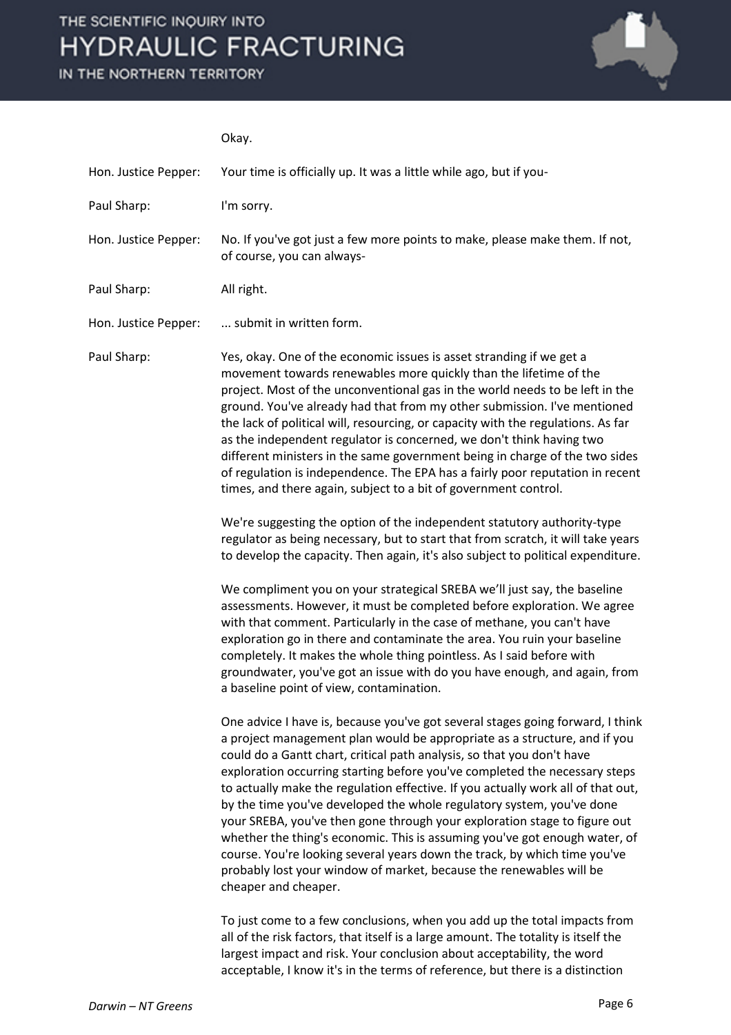Okay.

Hon. Justice Pepper: Your time is officially up. It was a little while ago, but if you-

Paul Sharp: I'm sorry.

Hon. Justice Pepper: No. If you've got just a few more points to make, please make them. If not, of course, you can always-

Paul Sharp: All right.

Hon. Justice Pepper: ... submit in written form.

Paul Sharp: Yes, okay. One of the economic issues is asset stranding if we get a movement towards renewables more quickly than the lifetime of the project. Most of the unconventional gas in the world needs to be left in the ground. You've already had that from my other submission. I've mentioned the lack of political will, resourcing, or capacity with the regulations. As far as the independent regulator is concerned, we don't think having two different ministers in the same government being in charge of the two sides of regulation is independence. The EPA has a fairly poor reputation in recent times, and there again, subject to a bit of government control.

We're suggesting the option of the independent statutory authority-type regulator as being necessary, but to start that from scratch, it will take years to develop the capacity. Then again, it's also subject to political expenditure.

We compliment you on your strategical SREBA we'll just say, the baseline assessments. However, it must be completed before exploration. We agree with that comment. Particularly in the case of methane, you can't have exploration go in there and contaminate the area. You ruin your baseline completely. It makes the whole thing pointless. As I said before with groundwater, you've got an issue with do you have enough, and again, from a baseline point of view, contamination.

One advice I have is, because you've got several stages going forward, I think a project management plan would be appropriate as a structure, and if you could do a Gantt chart, critical path analysis, so that you don't have exploration occurring starting before you've completed the necessary steps to actually make the regulation effective. If you actually work all of that out, by the time you've developed the whole regulatory system, you've done your SREBA, you've then gone through your exploration stage to figure out whether the thing's economic. This is assuming you've got enough water, of course. You're looking several years down the track, by which time you've probably lost your window of market, because the renewables will be cheaper and cheaper.

To just come to a few conclusions, when you add up the total impacts from all of the risk factors, that itself is a large amount. The totality is itself the largest impact and risk. Your conclusion about acceptability, the word acceptable, I know it's in the terms of reference, but there is a distinction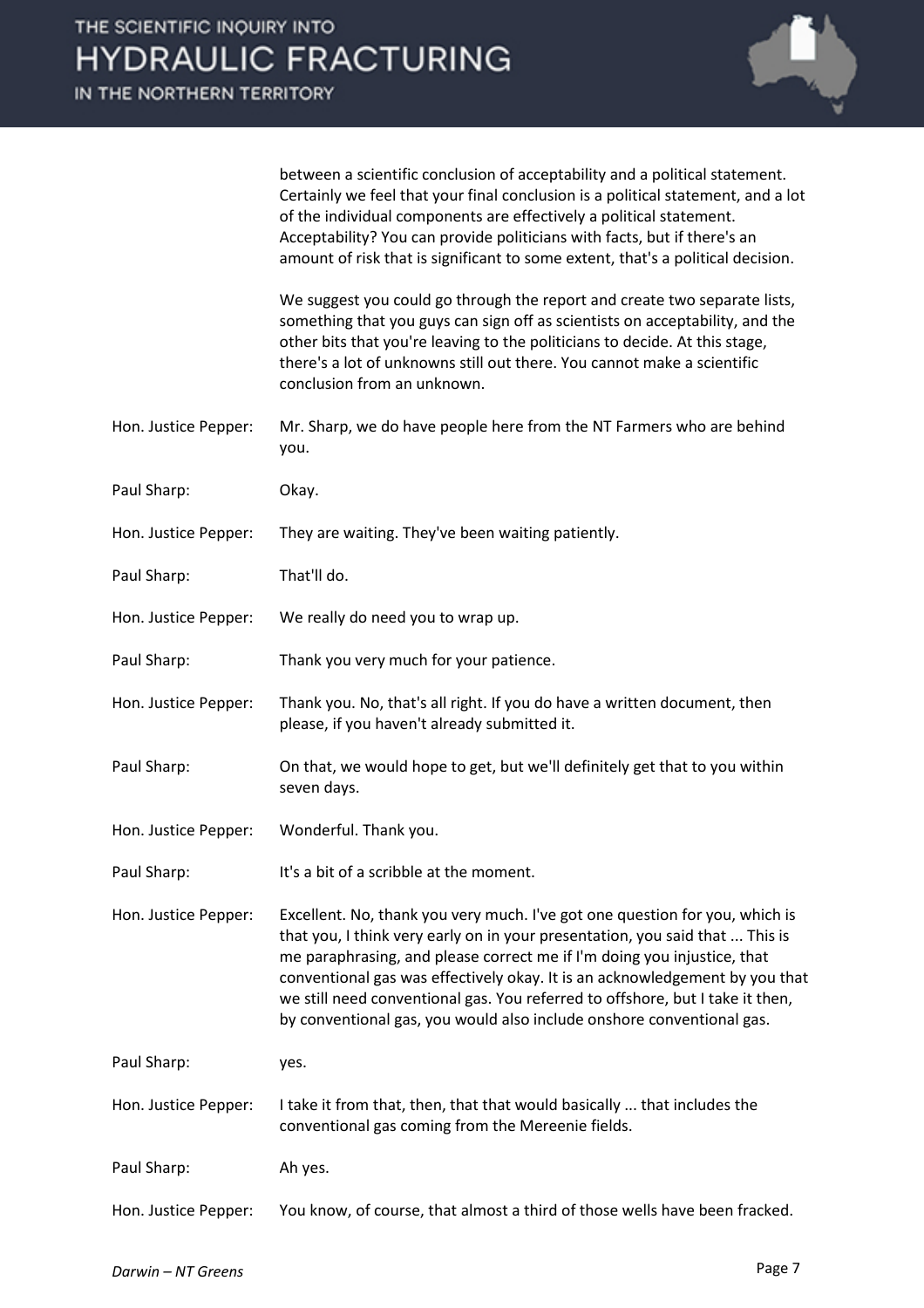between a scientific conclusion of acceptability and a political statement. Certainly we feel that your final conclusion is a political statement, and a lot of the individual components are effectively a political statement. Acceptability? You can provide politicians with facts, but if there's an amount of risk that is significant to some extent, that's a political decision.

We suggest you could go through the report and create two separate lists, something that you guys can sign off as scientists on acceptability, and the other bits that you're leaving to the politicians to decide. At this stage, there's a lot of unknowns still out there. You cannot make a scientific conclusion from an unknown.

**Hon. Justice Pepper:** Mr. Sharp, we do have people here from the NT Farmers who are behind you.

**Paul Sharp:** Okay.

**Hon. Justice Pepper:** They are waiting. They've been waiting patiently.

**Paul Sharp:** That'll do.

**Hon. Justice Pepper:** We really do need you to wrap up.

**Paul Sharp:** Thank you very much for your patience.

**Hon. Justice Pepper:** Thank you. No, that's all right. If you do have a written document, then please, if you haven't already submitted it.

**Paul Sharp:** On that, we would hope to get, but we'll definitely get that to you within seven days.

**Hon. Justice Pepper:** Wonderful. Thank you.

**Paul Sharp:** It's a bit of a scribble at the moment.

**Hon. Justice Pepper:** Excellent. No, thank you very much. I've got one question for you, which is that you, I think very early on in your presentation, you said that ... This is me paraphrasing, and please correct me if I'm doing you injustice, that conventional gas was effectively okay. It is an acknowledgement by you that we still need conventional gas. You referred to offshore, but I take it then, by conventional gas, you would also include onshore conventional gas.

**Paul Sharp:** yes.

**Hon. Justice Pepper:** I take it from that, then, that that would basically ... that includes the conventional gas coming from the Mereenie fields.

**Paul Sharp:** Ah yes.

**Hon. Justice Pepper:** You know, of course, that almost a third of those wells have been fracked.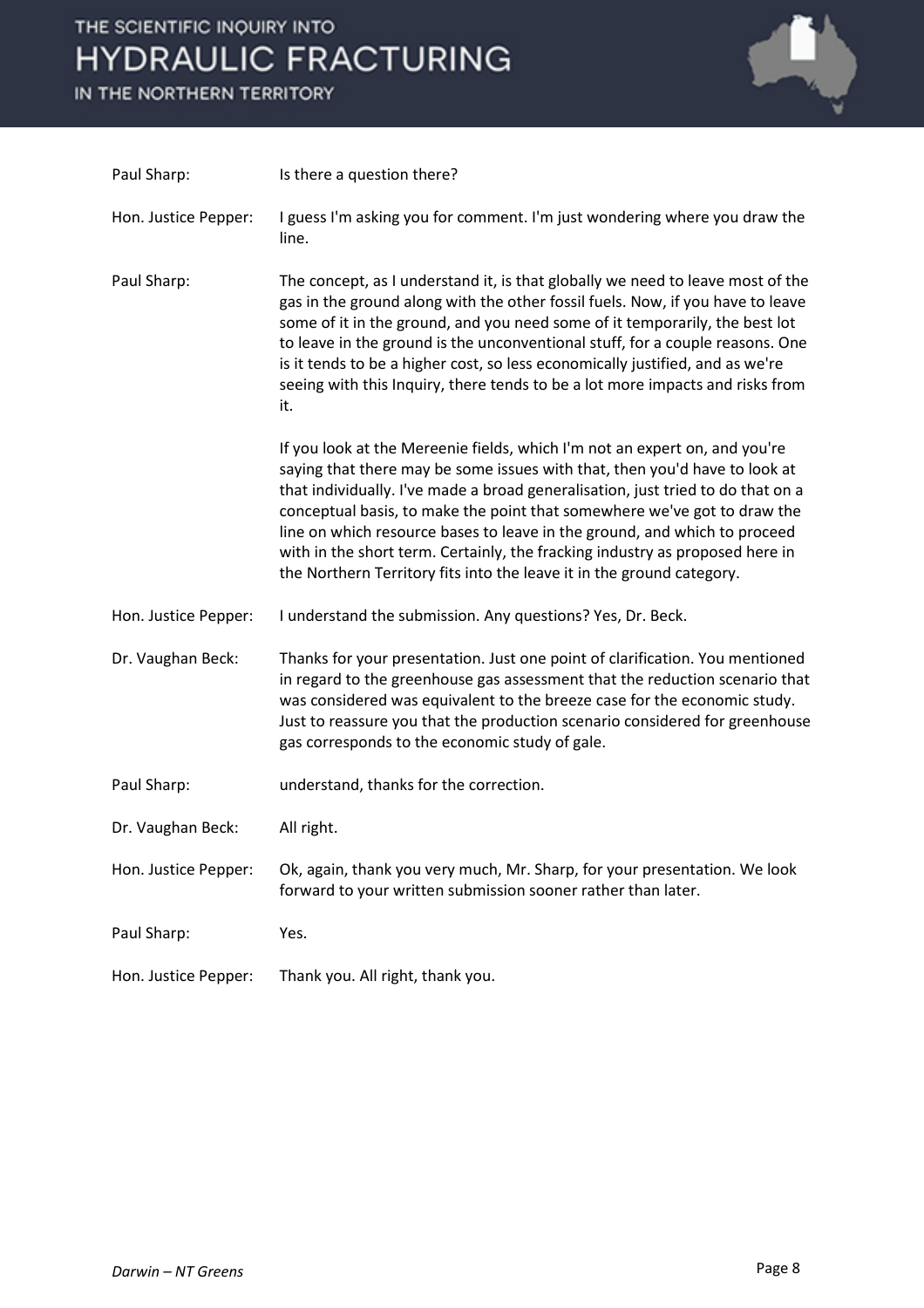Paul Sharp: Is there a question there?

Hon. Justice Pepper: I guess I'm asking you for comment. I'm just wondering where you draw the line.

Paul Sharp: The concept, as I understand it, is that globally we need to leave most of the gas in the ground along with the other fossil fuels. Now, if you have to leave some of it in the ground, and you need some of it temporarily, the best lot to leave in the ground is the unconventional stuff, for a couple reasons. One is it tends to be a higher cost, so less economically justified, and as we're seeing with this Inquiry, there tends to be a lot more impacts and risks from it.

If you look at the Mereenie fields, which I'm not an expert on, and you're saying that there may be some issues with that, then you'd have to look at that individually. I've made a broad generalisation, just tried to do that on a conceptual basis, to make the point that somewhere we've got to draw the line on which resource bases to leave in the ground, and which to proceed with in the short term. Certainly, the fracking industry as proposed here in the Northern Territory fits into the leave it in the ground category.

Hon. Justice Pepper: I understand the submission. Any questions? Yes, Dr. Beck.

Dr. Vaughan Beck: Thanks for your presentation. Just one point of clarification. You mentioned in regard to the greenhouse gas assessment that the reduction scenario that was considered was equivalent to the breeze case for the economic study. Just to reassure you that the production scenario considered for greenhouse gas corresponds to the economic study of gale.

Paul Sharp: understand, thanks for the correction.

Dr. Vaughan Beck: All right.

Hon. Justice Pepper: Ok, again, thank you very much, Mr. Sharp, for your presentation. We look forward to your written submission sooner rather than later.

Paul Sharp: Yes.

Hon. Justice Pepper: Thank you. All right, thank you.